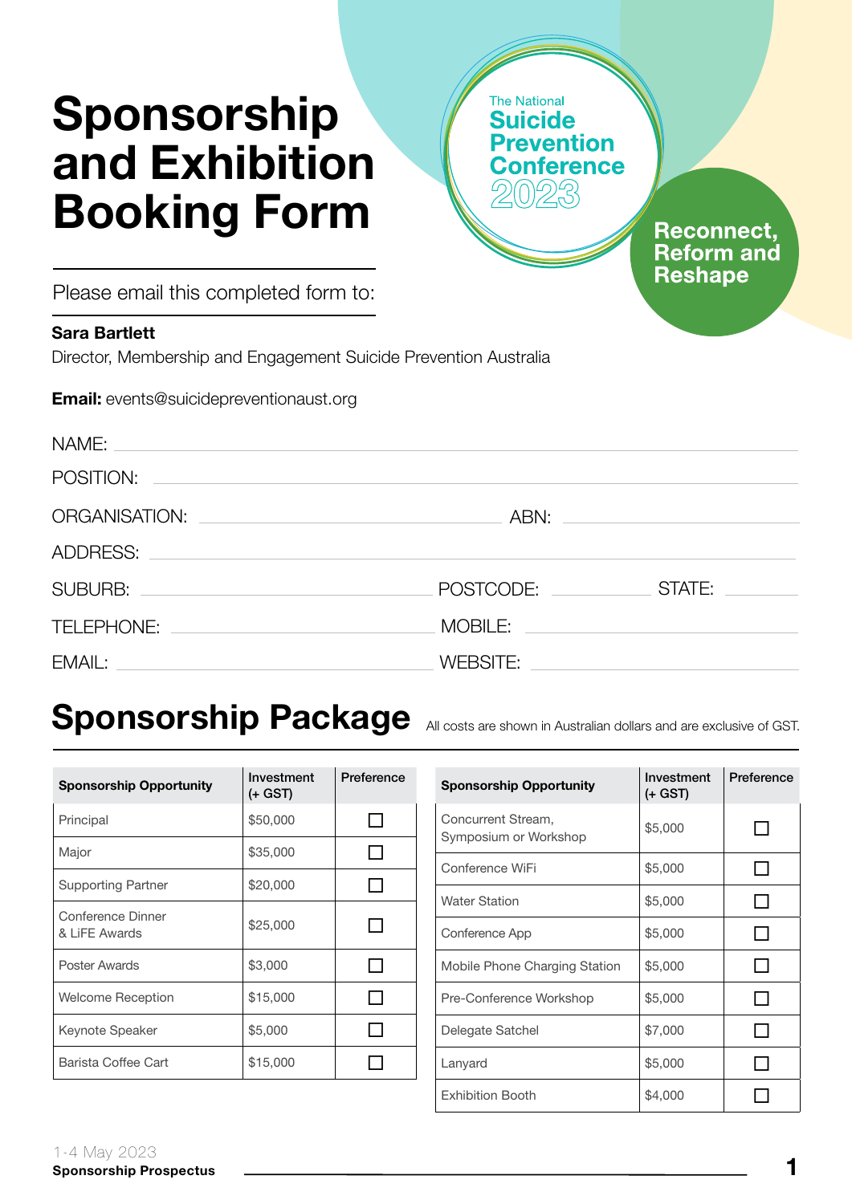# Sponsorship and Exhibition Booking Form

The National **Suicide Prevention Conference** 2023

**Reconnect, Reform and Reshape**

Please email this completed form to:

**Sara Bartlett**
Director, Membership and Engagement Suicide Prevention Australia

**Email:** events@suicidepreventionaust.org

NAME: ______________________________

POSITION: ______________________________

ORGANISATION: ______________________________ ABN: ______________________________

ADDRESS: ______________________________

SUBURB: ______________________________ POSTCODE: ______________ STATE: ______________

TELEPHONE: ______________________________ MOBILE: ______________________________

EMAIL: ______________________________ WEBSITE: ______________________________

## Sponsorship Package

All costs are shown in Australian dollars and are exclusive of GST.

| Sponsorship Opportunity | Investment (+ GST) | Preference |
|---|---|---|
| Principal | $50,000 | ☐ |
| Major | $35,000 | ☐ |
| Supporting Partner | $20,000 | ☐ |
| Conference Dinner & LiFE Awards | $25,000 | ☐ |
| Poster Awards | $3,000 | ☐ |
| Welcome Reception | $15,000 | ☐ |
| Keynote Speaker | $5,000 | ☐ |
| Barista Coffee Cart | $15,000 | ☐ |

| Sponsorship Opportunity | Investment (+ GST) | Preference |
|---|---|---|
| Concurrent Stream, Symposium or Workshop | $5,000 | ☐ |
| Conference WiFi | $5,000 | ☐ |
| Water Station | $5,000 | ☐ |
| Conference App | $5,000 | ☐ |
| Mobile Phone Charging Station | $5,000 | ☐ |
| Pre-Conference Workshop | $5,000 | ☐ |
| Delegate Satchel | $7,000 | ☐ |
| Lanyard | $5,000 | ☐ |
| Exhibition Booth | $4,000 | ☐ |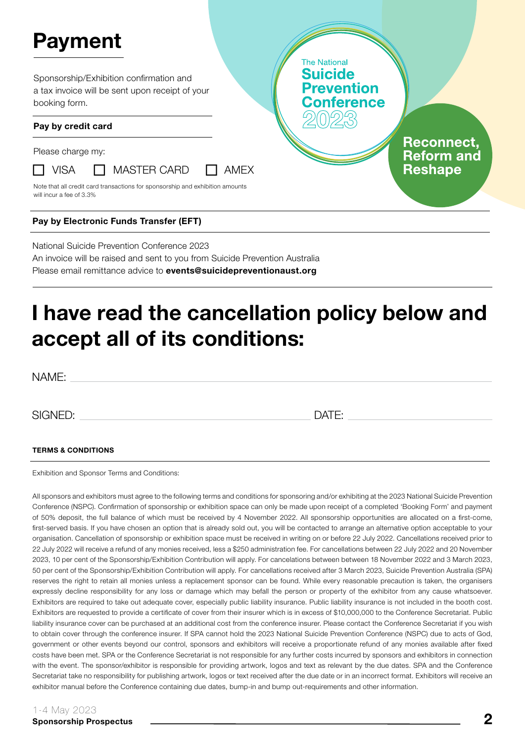# Payment

Sponsorship/Exhibition confirmation and a tax invoice will be sent upon receipt of your booking form.

The National **Suicide Prevention Conference** 2023

**Reconnect, Reform and Reshape**

**Pay by credit card**

Please charge my:

☐ VISA ☐ MASTER CARD ☐ AMEX

Note that all credit card transactions for sponsorship and exhibition amounts will incur a fee of 3.3%

**Pay by Electronic Funds Transfer (EFT)**

National Suicide Prevention Conference 2023
An invoice will be raised and sent to you from Suicide Prevention Australia
Please email remittance advice to **events@suicidepreventionaust.org**

# I have read the cancellation policy below and accept all of its conditions:

NAME: ______________________________

SIGNED: ______________________________ DATE: ______________________________

**TERMS & CONDITIONS**

Exhibition and Sponsor Terms and Conditions:

All sponsors and exhibitors must agree to the following terms and conditions for sponsoring and/or exhibiting at the 2023 National Suicide Prevention Conference (NSPC). Confirmation of sponsorship or exhibition space can only be made upon receipt of a completed 'Booking Form' and payment of 50% deposit, the full balance of which must be received by 4 November 2022. All sponsorship opportunities are allocated on a first-come, first-served basis. If you have chosen an option that is already sold out, you will be contacted to arrange an alternative option acceptable to your organisation. Cancellation of sponsorship or exhibition space must be received in writing on or before 22 July 2022. Cancellations received prior to 22 July 2022 will receive a refund of any monies received, less a $250 administration fee. For cancellations between 22 July 2022 and 20 November 2023, 10 per cent of the Sponsorship/Exhibition Contribution will apply. For cancelations between between 18 November 2022 and 3 March 2023, 50 per cent of the Sponsorship/Exhibition Contribution will apply. For cancellations received after 3 March 2023, Suicide Prevention Australia (SPA) reserves the right to retain all monies unless a replacement sponsor can be found. While every reasonable precaution is taken, the organisers expressly decline responsibility for any loss or damage which may befall the person or property of the exhibitor from any cause whatsoever. Exhibitors are required to take out adequate cover, especially public liability insurance. Public liability insurance is not included in the booth cost. Exhibitors are requested to provide a certificate of cover from their insurer which is in excess of $10,000,000 to the Conference Secretariat. Public liability insurance cover can be purchased at an additional cost from the conference insurer. Please contact the Conference Secretariat if you wish to obtain cover through the conference insurer. If SPA cannot hold the 2023 National Suicide Prevention Conference (NSPC) due to acts of God, government or other events beyond our control, sponsors and exhibitors will receive a proportionate refund of any monies available after fixed costs have been met. SPA or the Conference Secretariat is not responsible for any further costs incurred by sponsors and exhibitors in connection with the event. The sponsor/exhibitor is responsible for providing artwork, logos and text as relevant by the due dates. SPA and the Conference Secretariat take no responsibility for publishing artwork, logos or text received after the due date or in an incorrect format. Exhibitors will receive an exhibitor manual before the Conference containing due dates, bump-in and bump out-requirements and other information.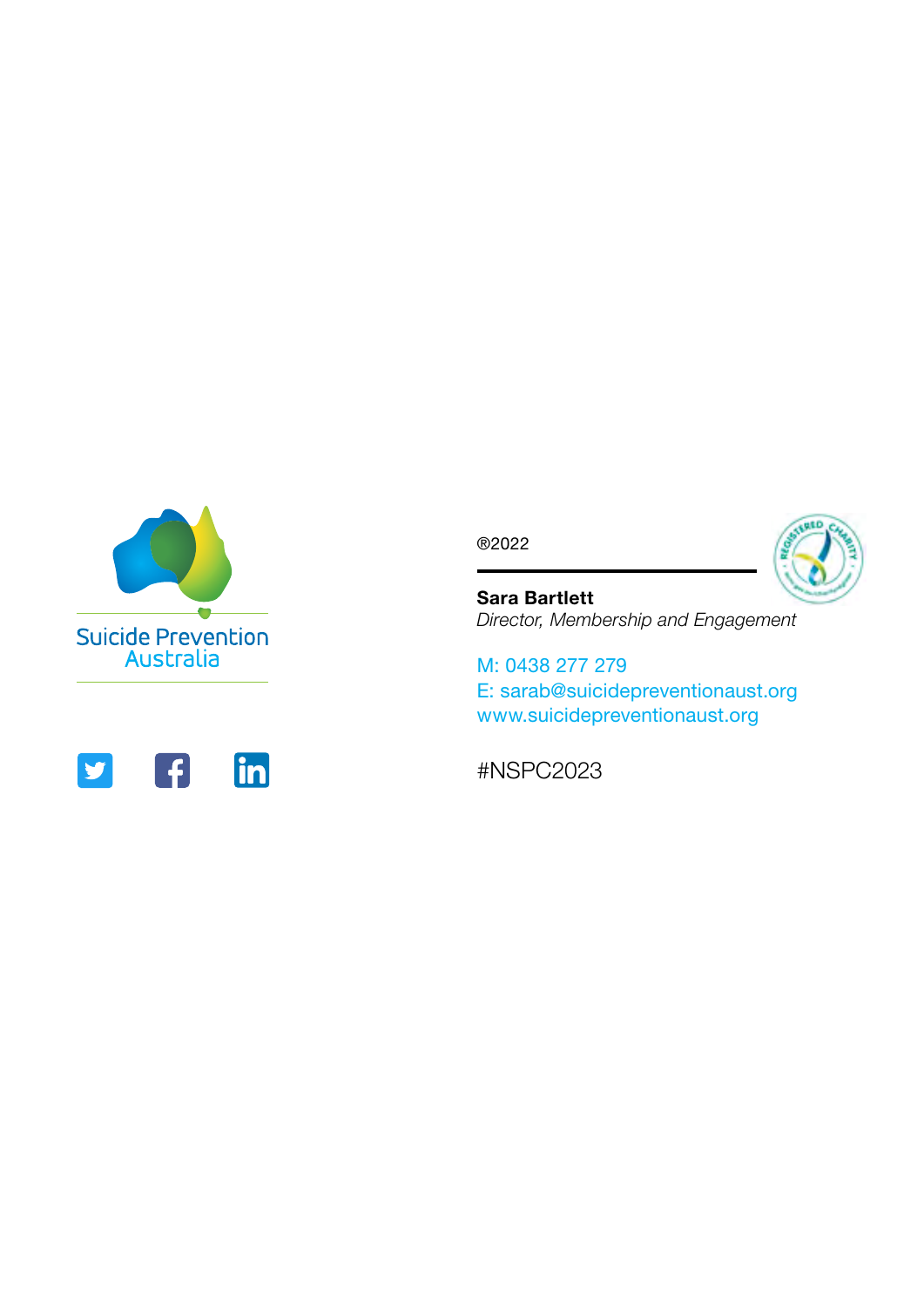Suicide Prevention Australia

®2022

**Sara Bartlett**
*Director, Membership and Engagement*

M: 0438 277 279
E: sarab@suicidepreventionaust.org
www.suicidepreventionaust.org

#NSPC2023